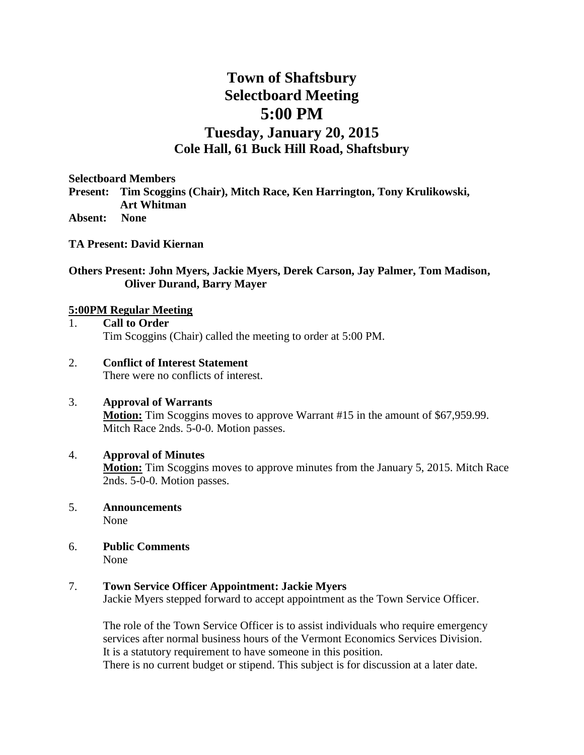# Town of Shaftsbury
# Selectboard Meeting
# 5:00 PM
## Tuesday, January 20, 2015
### Cole Hall, 61 Buck Hill Road, Shaftsbury

**Selectboard Members**
**Present: Tim Scoggins (Chair), Mitch Race, Ken Harrington, Tony Krulikowski, Art Whitman**
**Absent: None**

**TA Present: David Kiernan**

**Others Present: John Myers, Jackie Myers, Derek Carson, Jay Palmer, Tom Madison, Oliver Durand, Barry Mayer**

**5:00PM Regular Meeting**

1. **Call to Order**
   Tim Scoggins (Chair) called the meeting to order at 5:00 PM.

2. **Conflict of Interest Statement**
   There were no conflicts of interest.

3. **Approval of Warrants**
   **Motion:** Tim Scoggins moves to approve Warrant #15 in the amount of $67,959.99. Mitch Race 2nds. 5-0-0. Motion passes.

4. **Approval of Minutes**
   **Motion:** Tim Scoggins moves to approve minutes from the January 5, 2015. Mitch Race 2nds. 5-0-0. Motion passes.

5. **Announcements**
   None

6. **Public Comments**
   None

7. **Town Service Officer Appointment: Jackie Myers**
   Jackie Myers stepped forward to accept appointment as the Town Service Officer.

   The role of the Town Service Officer is to assist individuals who require emergency services after normal business hours of the Vermont Economics Services Division. It is a statutory requirement to have someone in this position.
   There is no current budget or stipend. This subject is for discussion at a later date.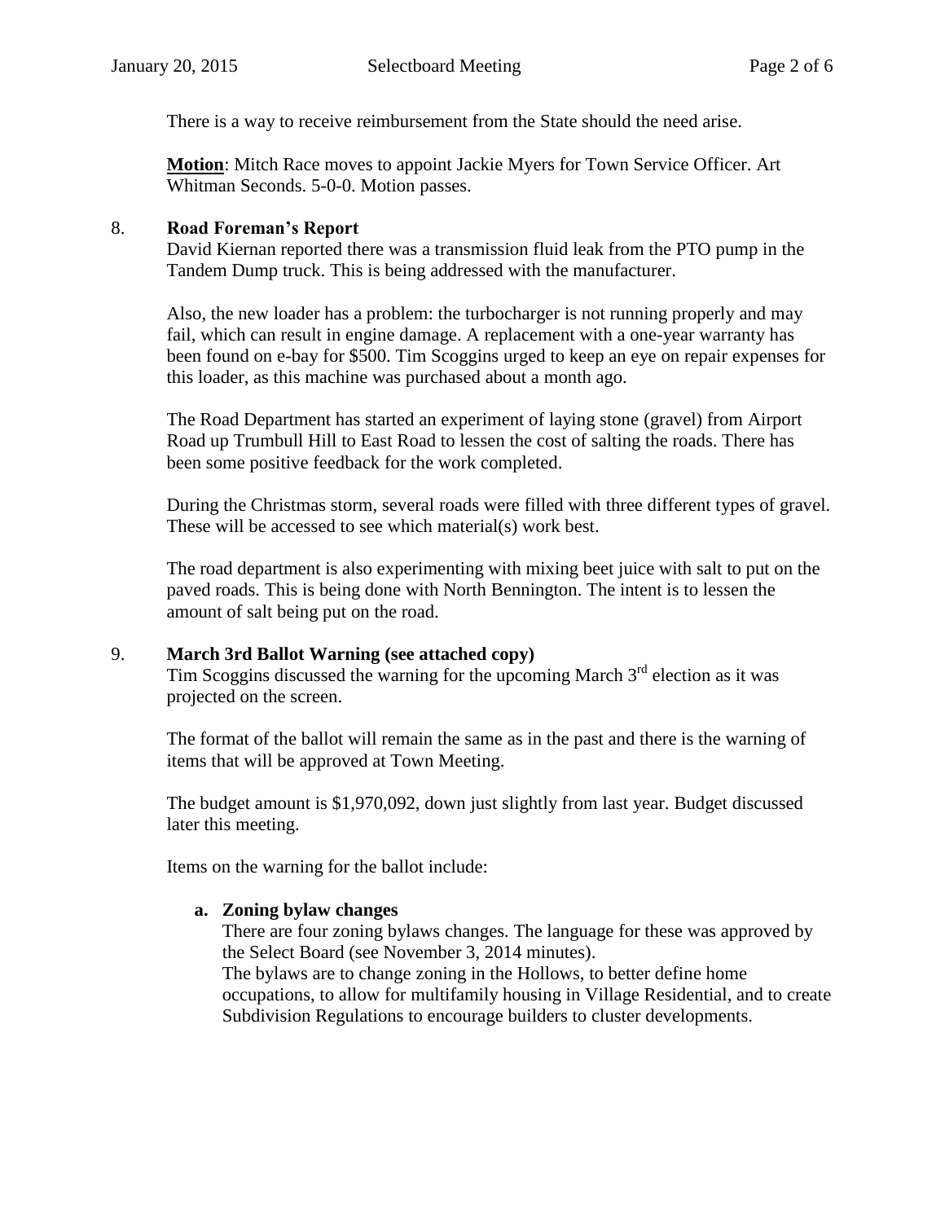There is a way to receive reimbursement from the State should the need arise.

**Motion**: Mitch Race moves to appoint Jackie Myers for Town Service Officer. Art Whitman Seconds. 5-0-0. Motion passes.

8. **Road Foreman's Report**

David Kiernan reported there was a transmission fluid leak from the PTO pump in the Tandem Dump truck. This is being addressed with the manufacturer.

Also, the new loader has a problem: the turbocharger is not running properly and may fail, which can result in engine damage. A replacement with a one-year warranty has been found on e-bay for $500. Tim Scoggins urged to keep an eye on repair expenses for this loader, as this machine was purchased about a month ago.

The Road Department has started an experiment of laying stone (gravel) from Airport Road up Trumbull Hill to East Road to lessen the cost of salting the roads. There has been some positive feedback for the work completed.

During the Christmas storm, several roads were filled with three different types of gravel. These will be accessed to see which material(s) work best.

The road department is also experimenting with mixing beet juice with salt to put on the paved roads. This is being done with North Bennington. The intent is to lessen the amount of salt being put on the road.

9. **March 3rd Ballot Warning (see attached copy)**

Tim Scoggins discussed the warning for the upcoming March 3rd election as it was projected on the screen.

The format of the ballot will remain the same as in the past and there is the warning of items that will be approved at Town Meeting.

The budget amount is $1,970,092, down just slightly from last year. Budget discussed later this meeting.

Items on the warning for the ballot include:

   **a. Zoning bylaw changes**

   There are four zoning bylaws changes. The language for these was approved by the Select Board (see November 3, 2014 minutes).
   The bylaws are to change zoning in the Hollows, to better define home occupations, to allow for multifamily housing in Village Residential, and to create Subdivision Regulations to encourage builders to cluster developments.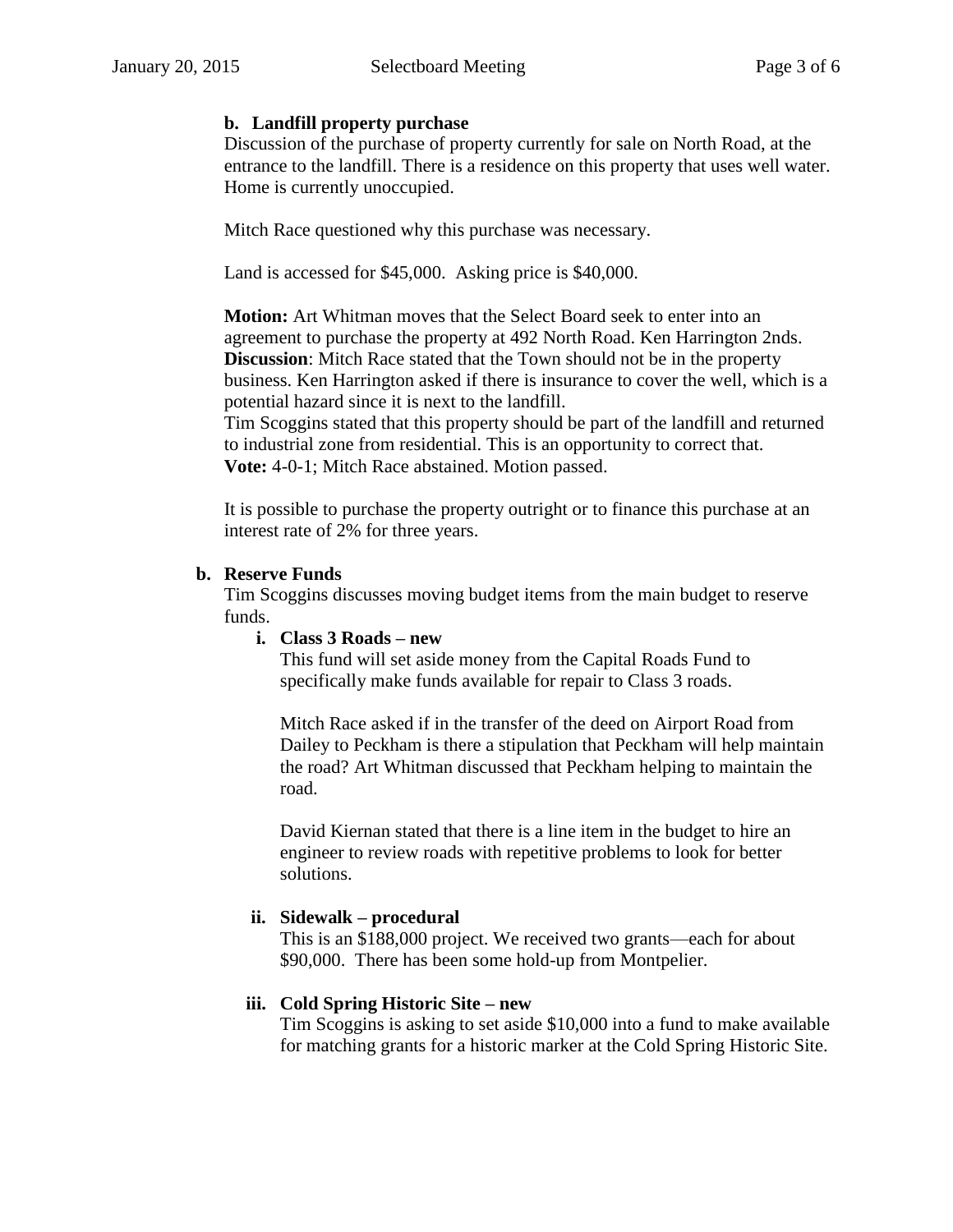**b. Landfill property purchase**

Discussion of the purchase of property currently for sale on North Road, at the entrance to the landfill. There is a residence on this property that uses well water. Home is currently unoccupied.

Mitch Race questioned why this purchase was necessary.

Land is accessed for $45,000. Asking price is $40,000.

**Motion:** Art Whitman moves that the Select Board seek to enter into an agreement to purchase the property at 492 North Road. Ken Harrington 2nds.
**Discussion**: Mitch Race stated that the Town should not be in the property business. Ken Harrington asked if there is insurance to cover the well, which is a potential hazard since it is next to the landfill.
Tim Scoggins stated that this property should be part of the landfill and returned to industrial zone from residential. This is an opportunity to correct that.
**Vote:** 4-0-1; Mitch Race abstained. Motion passed.

It is possible to purchase the property outright or to finance this purchase at an interest rate of 2% for three years.

**b. Reserve Funds**

Tim Scoggins discusses moving budget items from the main budget to reserve funds.

**i. Class 3 Roads – new**

This fund will set aside money from the Capital Roads Fund to specifically make funds available for repair to Class 3 roads.

Mitch Race asked if in the transfer of the deed on Airport Road from Dailey to Peckham is there a stipulation that Peckham will help maintain the road? Art Whitman discussed that Peckham helping to maintain the road.

David Kiernan stated that there is a line item in the budget to hire an engineer to review roads with repetitive problems to look for better solutions.

**ii. Sidewalk – procedural**

This is an $188,000 project. We received two grants—each for about $90,000. There has been some hold-up from Montpelier.

**iii. Cold Spring Historic Site – new**

Tim Scoggins is asking to set aside $10,000 into a fund to make available for matching grants for a historic marker at the Cold Spring Historic Site.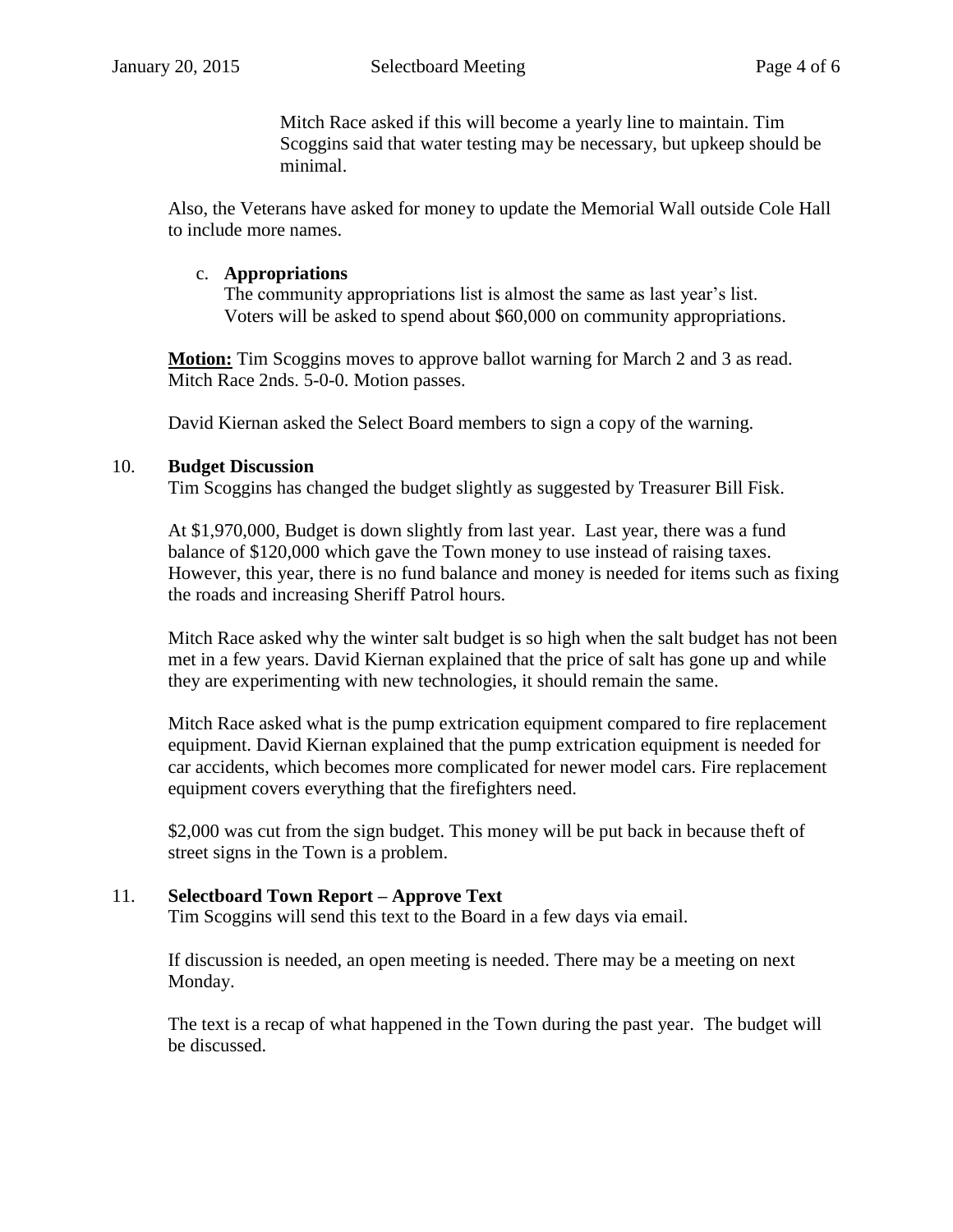Mitch Race asked if this will become a yearly line to maintain. Tim Scoggins said that water testing may be necessary, but upkeep should be minimal.

Also, the Veterans have asked for money to update the Memorial Wall outside Cole Hall to include more names.

c. **Appropriations**

The community appropriations list is almost the same as last year's list. Voters will be asked to spend about $60,000 on community appropriations.

**Motion:** Tim Scoggins moves to approve ballot warning for March 2 and 3 as read. Mitch Race 2nds. 5-0-0. Motion passes.

David Kiernan asked the Select Board members to sign a copy of the warning.

10. **Budget Discussion**

Tim Scoggins has changed the budget slightly as suggested by Treasurer Bill Fisk.

At $1,970,000, Budget is down slightly from last year. Last year, there was a fund balance of $120,000 which gave the Town money to use instead of raising taxes. However, this year, there is no fund balance and money is needed for items such as fixing the roads and increasing Sheriff Patrol hours.

Mitch Race asked why the winter salt budget is so high when the salt budget has not been met in a few years. David Kiernan explained that the price of salt has gone up and while they are experimenting with new technologies, it should remain the same.

Mitch Race asked what is the pump extrication equipment compared to fire replacement equipment. David Kiernan explained that the pump extrication equipment is needed for car accidents, which becomes more complicated for newer model cars. Fire replacement equipment covers everything that the firefighters need.

$2,000 was cut from the sign budget. This money will be put back in because theft of street signs in the Town is a problem.

11. **Selectboard Town Report – Approve Text**

Tim Scoggins will send this text to the Board in a few days via email.

If discussion is needed, an open meeting is needed. There may be a meeting on next Monday.

The text is a recap of what happened in the Town during the past year. The budget will be discussed.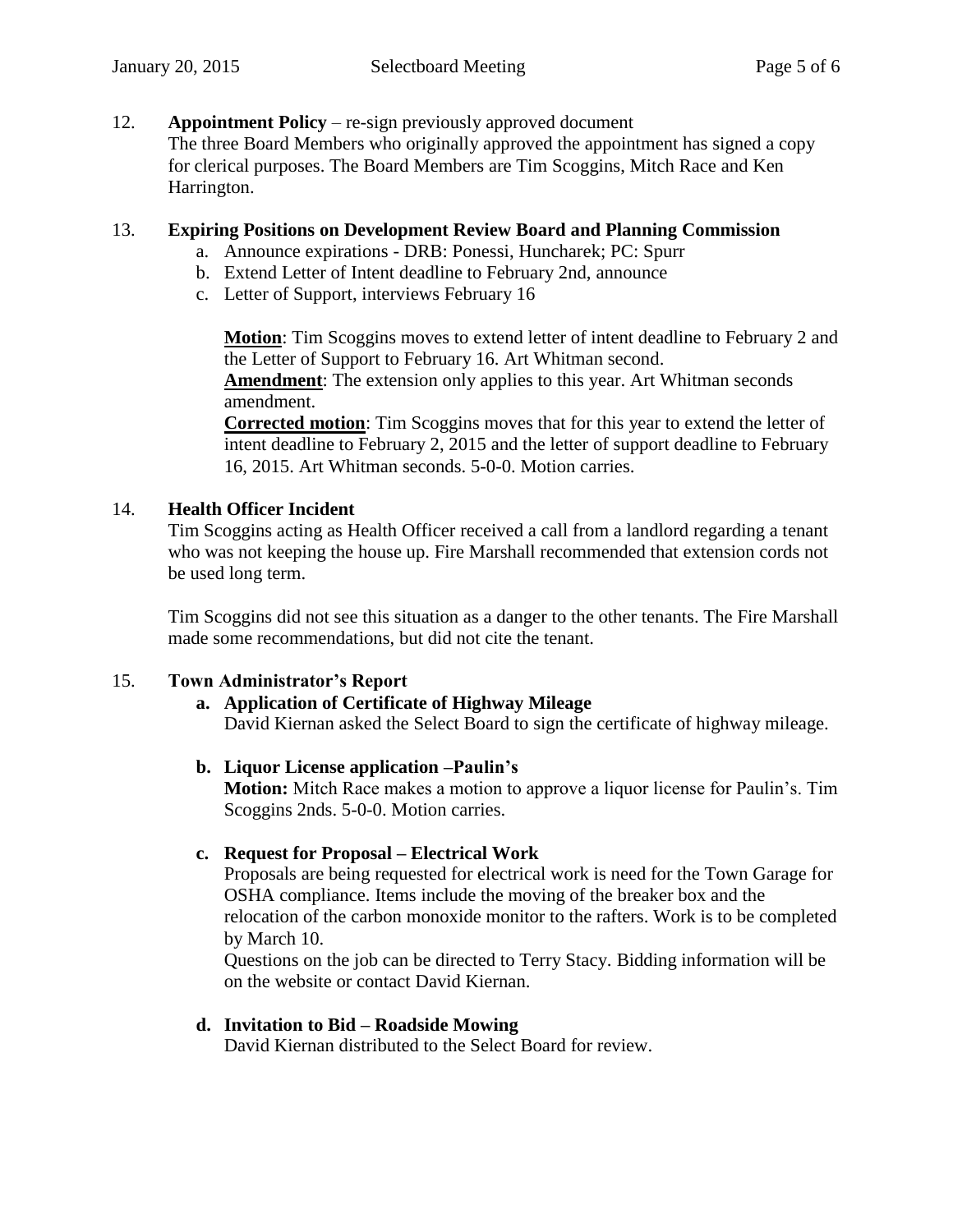12. **Appointment Policy** – re-sign previously approved document
    The three Board Members who originally approved the appointment has signed a copy for clerical purposes. The Board Members are Tim Scoggins, Mitch Race and Ken Harrington.

13. **Expiring Positions on Development Review Board and Planning Commission**
    a. Announce expirations - DRB: Ponessi, Huncharek; PC: Spurr
    b. Extend Letter of Intent deadline to February 2nd, announce
    c. Letter of Support, interviews February 16

    **Motion**: Tim Scoggins moves to extend letter of intent deadline to February 2 and the Letter of Support to February 16. Art Whitman second.
    **Amendment**: The extension only applies to this year. Art Whitman seconds amendment.
    **Corrected motion**: Tim Scoggins moves that for this year to extend the letter of intent deadline to February 2, 2015 and the letter of support deadline to February 16, 2015. Art Whitman seconds. 5-0-0. Motion carries.

14. **Health Officer Incident**
    Tim Scoggins acting as Health Officer received a call from a landlord regarding a tenant who was not keeping the house up. Fire Marshall recommended that extension cords not be used long term.

    Tim Scoggins did not see this situation as a danger to the other tenants. The Fire Marshall made some recommendations, but did not cite the tenant.

15. **Town Administrator's Report**
    **a. Application of Certificate of Highway Mileage**
    David Kiernan asked the Select Board to sign the certificate of highway mileage.

    **b. Liquor License application –Paulin's**
    **Motion:** Mitch Race makes a motion to approve a liquor license for Paulin's. Tim Scoggins 2nds. 5-0-0. Motion carries.

    **c. Request for Proposal – Electrical Work**
    Proposals are being requested for electrical work is need for the Town Garage for OSHA compliance. Items include the moving of the breaker box and the relocation of the carbon monoxide monitor to the rafters. Work is to be completed by March 10.
    Questions on the job can be directed to Terry Stacy. Bidding information will be on the website or contact David Kiernan.

    **d. Invitation to Bid – Roadside Mowing**
    David Kiernan distributed to the Select Board for review.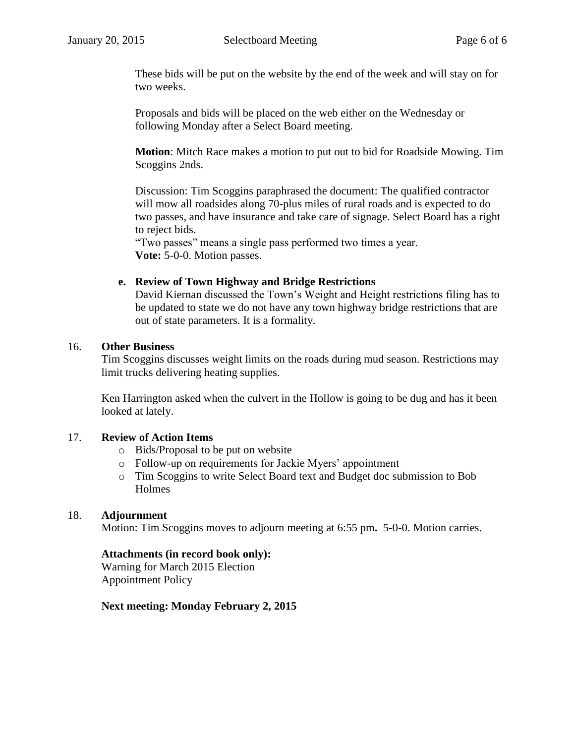These bids will be put on the website by the end of the week and will stay on for two weeks.

Proposals and bids will be placed on the web either on the Wednesday or following Monday after a Select Board meeting.

**Motion**: Mitch Race makes a motion to put out to bid for Roadside Mowing. Tim Scoggins 2nds.

Discussion: Tim Scoggins paraphrased the document: The qualified contractor will mow all roadsides along 70-plus miles of rural roads and is expected to do two passes, and have insurance and take care of signage. Select Board has a right to reject bids.
"Two passes" means a single pass performed two times a year.
**Vote:** 5-0-0. Motion passes.

**e. Review of Town Highway and Bridge Restrictions**
David Kiernan discussed the Town's Weight and Height restrictions filing has to be updated to state we do not have any town highway bridge restrictions that are out of state parameters. It is a formality.

16. **Other Business**
Tim Scoggins discusses weight limits on the roads during mud season. Restrictions may limit trucks delivering heating supplies.

Ken Harrington asked when the culvert in the Hollow is going to be dug and has it been looked at lately.

17. **Review of Action Items**
   - Bids/Proposal to be put on website
   - Follow-up on requirements for Jackie Myers' appointment
   - Tim Scoggins to write Select Board text and Budget doc submission to Bob Holmes

18. **Adjournment**
Motion: Tim Scoggins moves to adjourn meeting at 6:55 pm. 5-0-0. Motion carries.

**Attachments (in record book only):**
Warning for March 2015 Election
Appointment Policy

**Next meeting: Monday February 2, 2015**